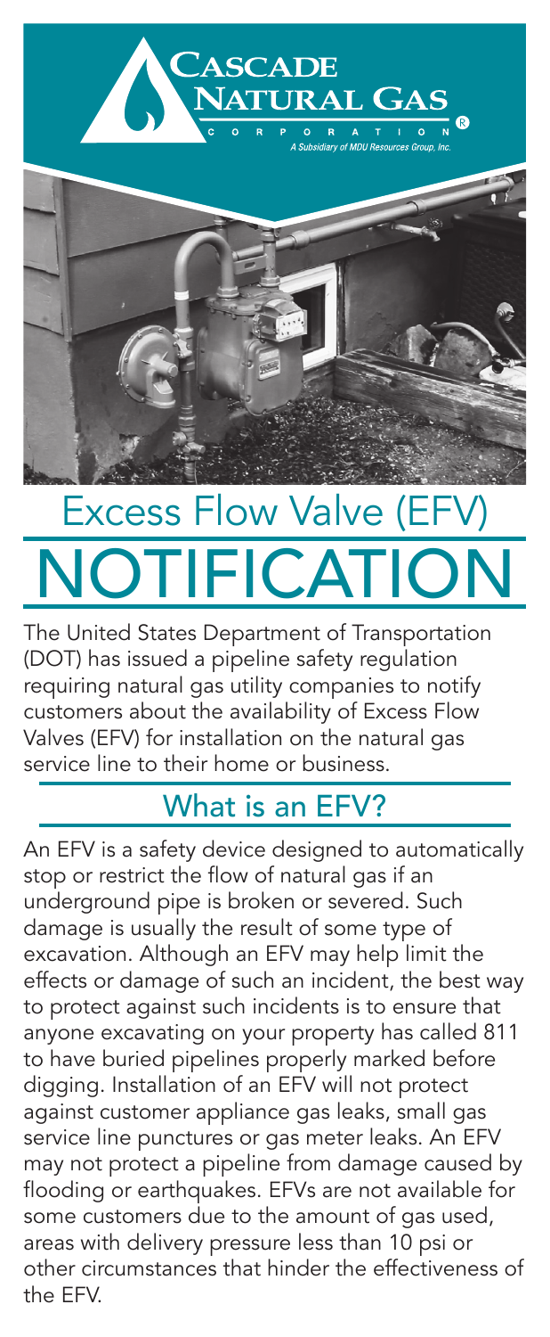CASCADE NATURAL GAS CORPORATION

*A Subsidiary of MDU Resources Group, Inc.*

# Excess Flow Valve (EFV) NOTIFICATION

The United States Department of Transportation (DOT) has issued a pipeline safety regulation requiring natural gas utility companies to notify customers about the availability of Excess Flow Valves (EFV) for installation on the natural gas service line to their home or business.

## What is an EFV?

An EFV is a safety device designed to automatically stop or restrict the flow of natural gas if an underground pipe is broken or severed. Such damage is usually the result of some type of excavation. Although an EFV may help limit the effects or damage of such an incident, the best way to protect against such incidents is to ensure that anyone excavating on your property has called 811 to have buried pipelines properly marked before digging. Installation of an EFV will not protect against customer appliance gas leaks, small gas service line punctures or gas meter leaks. An EFV may not protect a pipeline from damage caused by flooding or earthquakes. EFVs are not available for some customers due to the amount of gas used, areas with delivery pressure less than 10 psi or other circumstances that hinder the effectiveness of the EFV.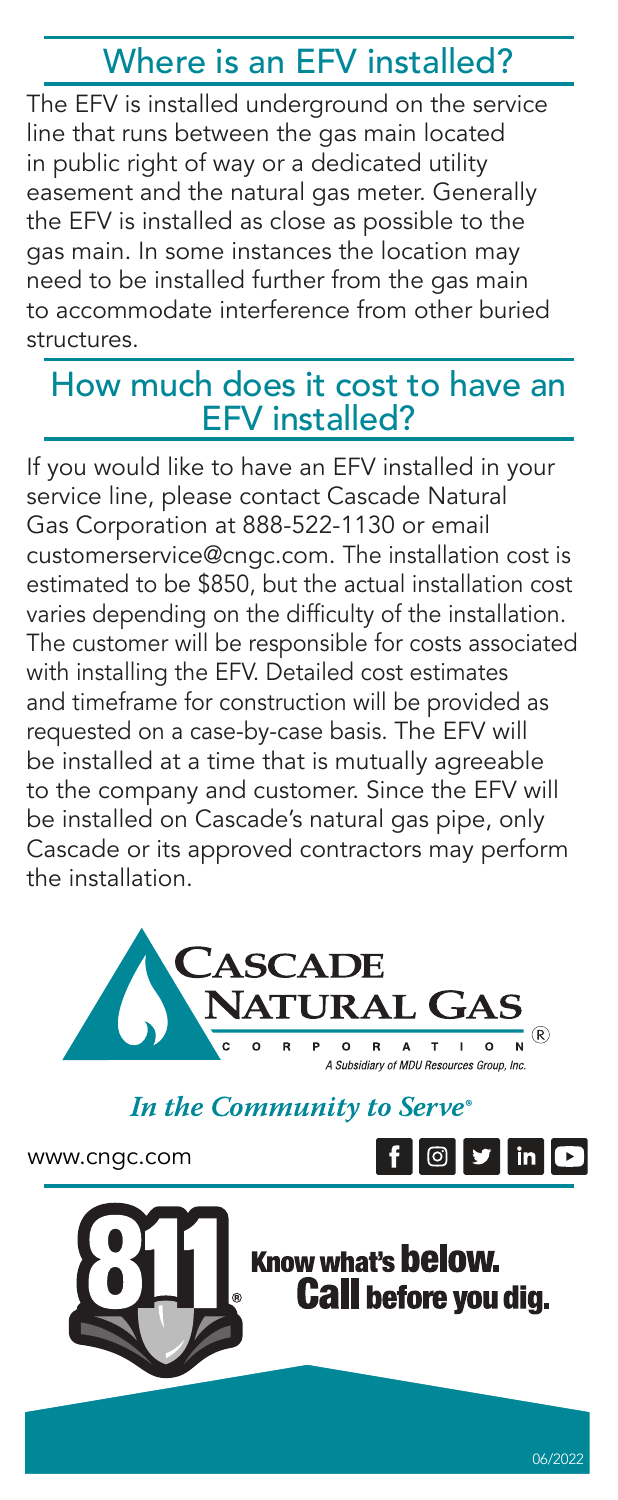## Where is an EFV installed?

The EFV is installed underground on the service line that runs between the gas main located in public right of way or a dedicated utility easement and the natural gas meter. Generally the EFV is installed as close as possible to the gas main. In some instances the location may need to be installed further from the gas main to accommodate interference from other buried structures.

## How much does it cost to have an EFV installed?

If you would like to have an EFV installed in your service line, please contact Cascade Natural Gas Corporation at 888-522-1130 or email customerservice@cngc.com. The installation cost is estimated to be $850, but the actual installation cost varies depending on the difficulty of the installation. The customer will be responsible for costs associated with installing the EFV. Detailed cost estimates and timeframe for construction will be provided as requested on a case-by-case basis. The EFV will be installed at a time that is mutually agreeable to the company and customer. Since the EFV will be installed on Cascade's natural gas pipe, only Cascade or its approved contractors may perform the installation.

CASCADE NATURAL GAS CORPORATION®

*A Subsidiary of MDU Resources Group, Inc.*

***In the Community to Serve®***

www.cngc.com

811® **Know what's below. Call before you dig.**

06/2022